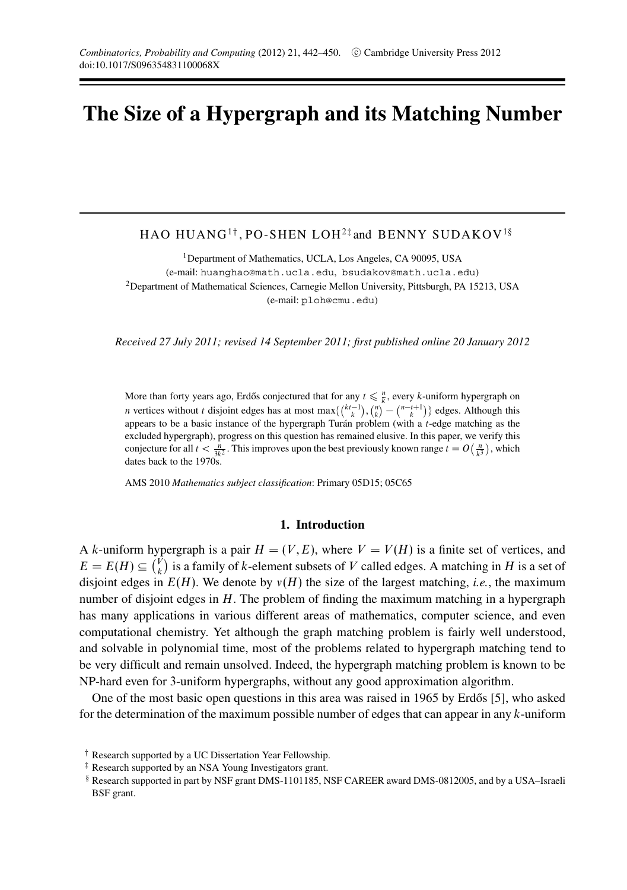# The Size of a Hypergraph and its Matching Number

HAO HUANG[1†], PO-SHEN LOH[2‡] and BENNY SUDAKOV[1§]

[1]Department of Mathematics, UCLA, Los Angeles, CA 90095, USA
(e-mail: huanghao@math.ucla.edu, bsudakov@math.ucla.edu)

[2]Department of Mathematical Sciences, Carnegie Mellon University, Pittsburgh, PA 15213, USA
(e-mail: ploh@cmu.edu)

*Received 27 July 2011; revised 14 September 2011; first published online 20 January 2012*

More than forty years ago, Erdős conjectured that for any $t \leqslant \frac{n}{k}$, every $k$-uniform hypergraph on $n$ vertices without $t$ disjoint edges has at most $\max\{\binom{kt-1}{k}, \binom{n}{k} - \binom{n-t+1}{k}\}$ edges. Although this appears to be a basic instance of the hypergraph Turán problem (with a $t$-edge matching as the excluded hypergraph), progress on this question has remained elusive. In this paper, we verify this conjecture for all $t < \frac{n}{3k^2}$. This improves upon the best previously known range $t = O\left(\frac{n}{k^3}\right)$, which dates back to the 1970s.

AMS 2010 *Mathematics subject classification*: Primary 05D15; 05C65

## 1. Introduction

A $k$-uniform hypergraph is a pair $H = (V, E)$, where $V = V(H)$ is a finite set of vertices, and $E = E(H) \subseteq \binom{V}{k}$ is a family of $k$-element subsets of $V$ called edges. A matching in $H$ is a set of disjoint edges in $E(H)$. We denote by $\nu(H)$ the size of the largest matching, *i.e.*, the maximum number of disjoint edges in $H$. The problem of finding the maximum matching in a hypergraph has many applications in various different areas of mathematics, computer science, and even computational chemistry. Yet although the graph matching problem is fairly well understood, and solvable in polynomial time, most of the problems related to hypergraph matching tend to be very difficult and remain unsolved. Indeed, the hypergraph matching problem is known to be NP-hard even for 3-uniform hypergraphs, without any good approximation algorithm.

One of the most basic open questions in this area was raised in 1965 by Erdős [5], who asked for the determination of the maximum possible number of edges that can appear in any $k$-uniform

† Research supported by a UC Dissertation Year Fellowship.

‡ Research supported by an NSA Young Investigators grant.

§ Research supported in part by NSF grant DMS-1101185, NSF CAREER award DMS-0812005, and by a USA–Israeli BSF grant.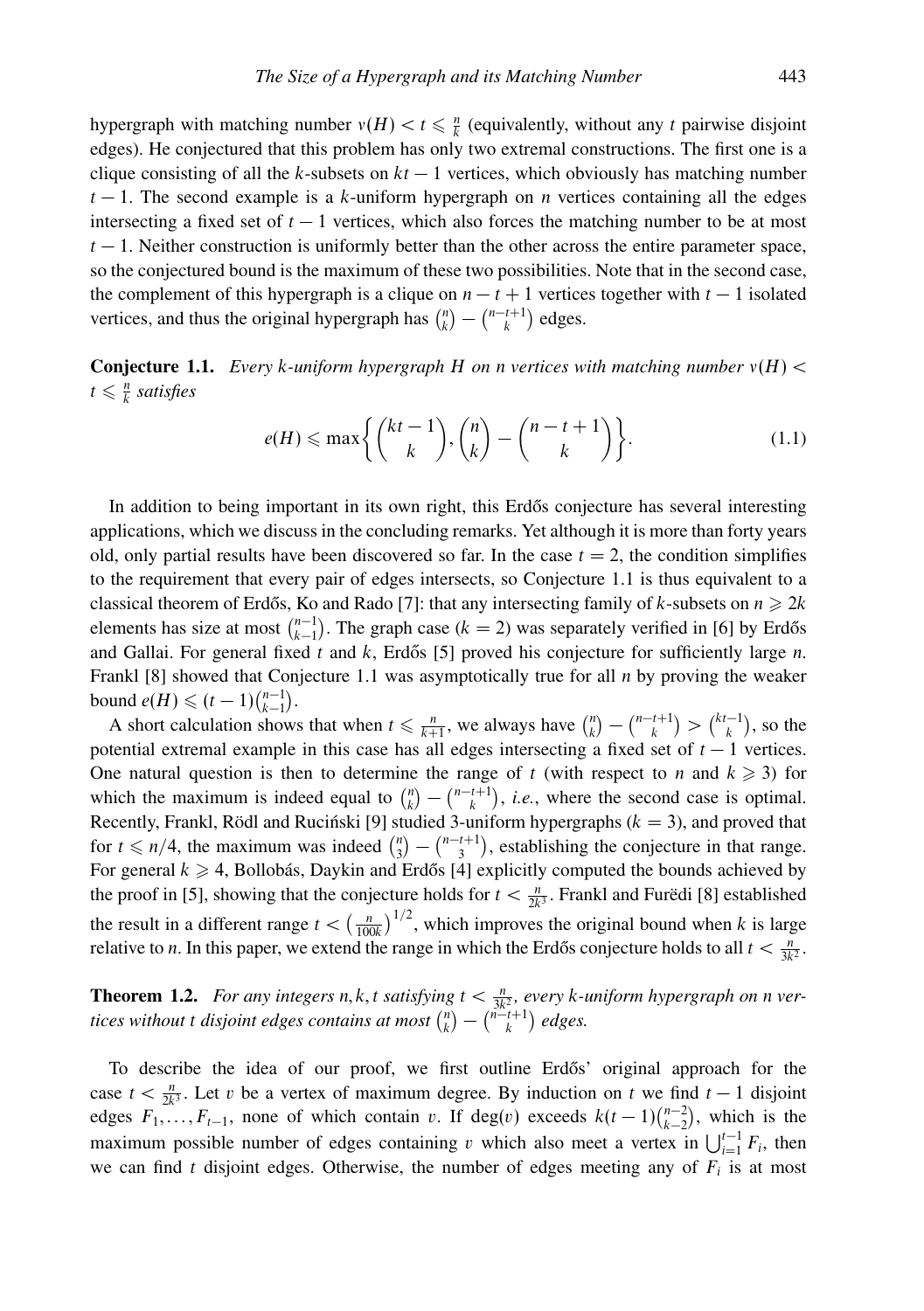hypergraph with matching number $\nu(H) < t \leqslant \frac{n}{k}$ (equivalently, without any $t$ pairwise disjoint edges). He conjectured that this problem has only two extremal constructions. The first one is a clique consisting of all the $k$-subsets on $kt-1$ vertices, which obviously has matching number $t-1$. The second example is a $k$-uniform hypergraph on $n$ vertices containing all the edges intersecting a fixed set of $t-1$ vertices, which also forces the matching number to be at most $t-1$. Neither construction is uniformly better than the other across the entire parameter space, so the conjectured bound is the maximum of these two possibilities. Note that in the second case, the complement of this hypergraph is a clique on $n-t+1$ vertices together with $t-1$ isolated vertices, and thus the original hypergraph has $\binom{n}{k} - \binom{n-t+1}{k}$ edges.

**Conjecture 1.1.** *Every $k$-uniform hypergraph $H$ on $n$ vertices with matching number $\nu(H) < t \leqslant \frac{n}{k}$ satisfies*

$$e(H) \leqslant \max\left\{\binom{kt-1}{k}, \binom{n}{k} - \binom{n-t+1}{k}\right\}. \tag{1.1}$$

In addition to being important in its own right, this Erdős conjecture has several interesting applications, which we discuss in the concluding remarks. Yet although it is more than forty years old, only partial results have been discovered so far. In the case $t = 2$, the condition simplifies to the requirement that every pair of edges intersects, so Conjecture 1.1 is thus equivalent to a classical theorem of Erdős, Ko and Rado [7]: that any intersecting family of $k$-subsets on $n \geqslant 2k$ elements has size at most $\binom{n-1}{k-1}$. The graph case ($k = 2$) was separately verified in [6] by Erdős and Gallai. For general fixed $t$ and $k$, Erdős [5] proved his conjecture for sufficiently large $n$. Frankl [8] showed that Conjecture 1.1 was asymptotically true for all $n$ by proving the weaker bound $e(H) \leqslant (t-1)\binom{n-1}{k-1}$.

A short calculation shows that when $t \leqslant \frac{n}{k+1}$, we always have $\binom{n}{k} - \binom{n-t+1}{k} > \binom{kt-1}{k}$, so the potential extremal example in this case has all edges intersecting a fixed set of $t-1$ vertices. One natural question is then to determine the range of $t$ (with respect to $n$ and $k \geqslant 3$) for which the maximum is indeed equal to $\binom{n}{k} - \binom{n-t+1}{k}$, *i.e.*, where the second case is optimal. Recently, Frankl, Rödl and Ruciński [9] studied 3-uniform hypergraphs ($k = 3$), and proved that for $t \leqslant n/4$, the maximum was indeed $\binom{n}{3} - \binom{n-t+1}{3}$, establishing the conjecture in that range. For general $k \geqslant 4$, Bollobás, Daykin and Erdős [4] explicitly computed the bounds achieved by the proof in [5], showing that the conjecture holds for $t < \frac{n}{2k^3}$. Frankl and Fureди [8] established the result in a different range $t < \left(\frac{n}{100k}\right)^{1/2}$, which improves the original bound when $k$ is large relative to $n$. In this paper, we extend the range in which the Erdős conjecture holds to all $t < \frac{n}{3k^2}$.

**Theorem 1.2.** *For any integers $n, k, t$ satisfying $t < \frac{n}{3k^2}$, every $k$-uniform hypergraph on $n$ vertices without $t$ disjoint edges contains at most $\binom{n}{k} - \binom{n-t+1}{k}$ edges.*

To describe the idea of our proof, we first outline Erdős' original approach for the case $t < \frac{n}{2k^3}$. Let $v$ be a vertex of maximum degree. By induction on $t$ we find $t-1$ disjoint edges $F_1, \ldots, F_{t-1}$, none of which contain $v$. If $\deg(v)$ exceeds $k(t-1)\binom{n-2}{k-2}$, which is the maximum possible number of edges containing $v$ which also meet a vertex in $\bigcup_{i=1}^{t-1} F_i$, then we can find $t$ disjoint edges. Otherwise, the number of edges meeting any of $F_i$ is at most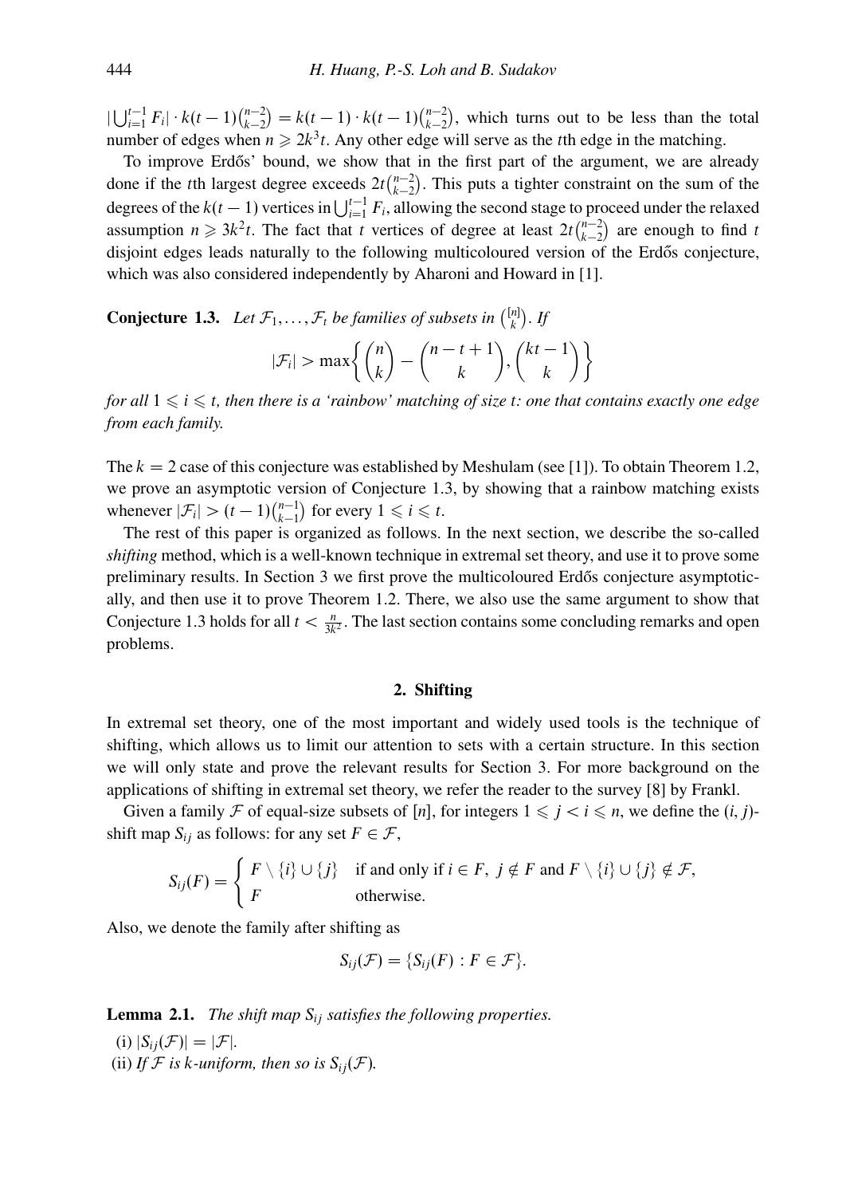$|\bigcup_{i=1}^{t-1} F_i| \cdot k(t-1)\binom{n-2}{k-2} = k(t-1) \cdot k(t-1)\binom{n-2}{k-2}$, which turns out to be less than the total number of edges when $n \geqslant 2k^3 t$. Any other edge will serve as the $t$th edge in the matching.

To improve Erdős' bound, we show that in the first part of the argument, we are already done if the $t$th largest degree exceeds $2t\binom{n-2}{k-2}$. This puts a tighter constraint on the sum of the degrees of the $k(t-1)$ vertices in $\bigcup_{i=1}^{t-1} F_i$, allowing the second stage to proceed under the relaxed assumption $n \geqslant 3k^2 t$. The fact that $t$ vertices of degree at least $2t\binom{n-2}{k-2}$ are enough to find $t$ disjoint edges leads naturally to the following multicoloured version of the Erdős conjecture, which was also considered independently by Aharoni and Howard in [1].

**Conjecture 1.3.** *Let $\mathcal{F}_1, \ldots, \mathcal{F}_t$ be families of subsets in $\binom{[n]}{k}$. If*

$$|\mathcal{F}_i| > \max\left\{ \binom{n}{k} - \binom{n-t+1}{k}, \binom{kt-1}{k} \right\}$$

*for all $1 \leqslant i \leqslant t$, then there is a 'rainbow' matching of size $t$: one that contains exactly one edge from each family.*

The $k = 2$ case of this conjecture was established by Meshulam (see [1]). To obtain Theorem 1.2, we prove an asymptotic version of Conjecture 1.3, by showing that a rainbow matching exists whenever $|\mathcal{F}_i| > (t-1)\binom{n-1}{k-1}$ for every $1 \leqslant i \leqslant t$.

The rest of this paper is organized as follows. In the next section, we describe the so-called *shifting* method, which is a well-known technique in extremal set theory, and use it to prove some preliminary results. In Section 3 we first prove the multicoloured Erdős conjecture asymptotically, and then use it to prove Theorem 1.2. There, we also use the same argument to show that Conjecture 1.3 holds for all $t < \frac{n}{3k^2}$. The last section contains some concluding remarks and open problems.

## 2. Shifting

In extremal set theory, one of the most important and widely used tools is the technique of shifting, which allows us to limit our attention to sets with a certain structure. In this section we will only state and prove the relevant results for Section 3. For more background on the applications of shifting in extremal set theory, we refer the reader to the survey [8] by Frankl.

Given a family $\mathcal{F}$ of equal-size subsets of $[n]$, for integers $1 \leqslant j < i \leqslant n$, we define the $(i, j)$-shift map $S_{ij}$ as follows: for any set $F \in \mathcal{F}$,

$$S_{ij}(F) = \begin{cases} F \setminus \{i\} \cup \{j\} & \text{if and only if } i \in F,\ j \notin F \text{ and } F \setminus \{i\} \cup \{j\} \notin \mathcal{F}, \\ F & \text{otherwise.} \end{cases}$$

Also, we denote the family after shifting as

$$S_{ij}(\mathcal{F}) = \{S_{ij}(F) : F \in \mathcal{F}\}.$$

**Lemma 2.1.** *The shift map $S_{ij}$ satisfies the following properties.*

(i) $|S_{ij}(\mathcal{F})| = |\mathcal{F}|$.

(ii) *If $\mathcal{F}$ is $k$-uniform, then so is $S_{ij}(\mathcal{F})$.*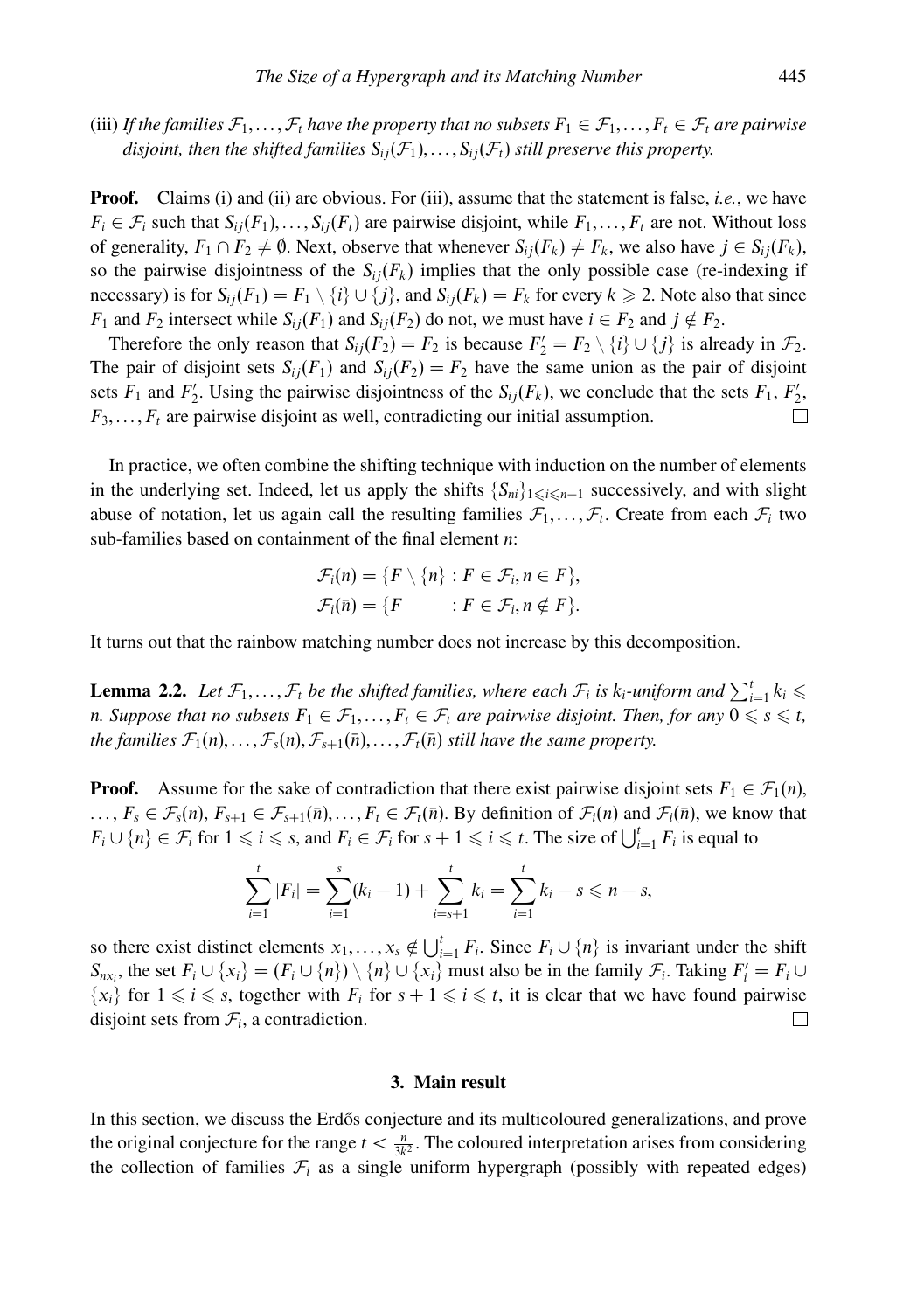(iii) *If the families $\mathcal{F}_1, \ldots, \mathcal{F}_t$ have the property that no subsets $F_1 \in \mathcal{F}_1, \ldots, F_t \in \mathcal{F}_t$ are pairwise disjoint, then the shifted families $S_{ij}(\mathcal{F}_1), \ldots, S_{ij}(\mathcal{F}_t)$ still preserve this property.*

**Proof.** Claims (i) and (ii) are obvious. For (iii), assume that the statement is false, *i.e.*, we have $F_i \in \mathcal{F}_i$ such that $S_{ij}(F_1), \ldots, S_{ij}(F_t)$ are pairwise disjoint, while $F_1, \ldots, F_t$ are not. Without loss of generality, $F_1 \cap F_2 \neq \emptyset$. Next, observe that whenever $S_{ij}(F_k) \neq F_k$, we also have $j \in S_{ij}(F_k)$, so the pairwise disjointness of the $S_{ij}(F_k)$ implies that the only possible case (re-indexing if necessary) is for $S_{ij}(F_1) = F_1 \setminus \{i\} \cup \{j\}$, and $S_{ij}(F_k) = F_k$ for every $k \geqslant 2$. Note also that since $F_1$ and $F_2$ intersect while $S_{ij}(F_1)$ and $S_{ij}(F_2)$ do not, we must have $i \in F_2$ and $j \notin F_2$.

Therefore the only reason that $S_{ij}(F_2) = F_2$ is because $F_2' = F_2 \setminus \{i\} \cup \{j\}$ is already in $\mathcal{F}_2$. The pair of disjoint sets $S_{ij}(F_1)$ and $S_{ij}(F_2) = F_2$ have the same union as the pair of disjoint sets $F_1$ and $F_2'$. Using the pairwise disjointness of the $S_{ij}(F_k)$, we conclude that the sets $F_1$, $F_2'$, $F_3, \ldots, F_t$ are pairwise disjoint as well, contradicting our initial assumption. $\square$

In practice, we often combine the shifting technique with induction on the number of elements in the underlying set. Indeed, let us apply the shifts $\{S_{ni}\}_{1 \leqslant i \leqslant n-1}$ successively, and with slight abuse of notation, let us again call the resulting families $\mathcal{F}_1, \ldots, \mathcal{F}_t$. Create from each $\mathcal{F}_i$ two sub-families based on containment of the final element $n$:

$$\mathcal{F}_i(n) = \{F \setminus \{n\} : F \in \mathcal{F}_i, n \in F\},$$
$$\mathcal{F}_i(\bar{n}) = \{F \qquad : F \in \mathcal{F}_i, n \notin F\}.$$

It turns out that the rainbow matching number does not increase by this decomposition.

**Lemma 2.2.** *Let $\mathcal{F}_1, \ldots, \mathcal{F}_t$ be the shifted families, where each $\mathcal{F}_i$ is $k_i$-uniform and $\sum_{i=1}^t k_i \leqslant n$. Suppose that no subsets $F_1 \in \mathcal{F}_1, \ldots, F_t \in \mathcal{F}_t$ are pairwise disjoint. Then, for any $0 \leqslant s \leqslant t$, the families $\mathcal{F}_1(n), \ldots, \mathcal{F}_s(n), \mathcal{F}_{s+1}(\bar{n}), \ldots, \mathcal{F}_t(\bar{n})$ still have the same property.*

**Proof.** Assume for the sake of contradiction that there exist pairwise disjoint sets $F_1 \in \mathcal{F}_1(n)$, $\ldots, F_s \in \mathcal{F}_s(n)$, $F_{s+1} \in \mathcal{F}_{s+1}(\bar{n}), \ldots, F_t \in \mathcal{F}_t(\bar{n})$. By definition of $\mathcal{F}_i(n)$ and $\mathcal{F}_i(\bar{n})$, we know that $F_i \cup \{n\} \in \mathcal{F}_i$ for $1 \leqslant i \leqslant s$, and $F_i \in \mathcal{F}_i$ for $s+1 \leqslant i \leqslant t$. The size of $\bigcup_{i=1}^t F_i$ is equal to

$$\sum_{i=1}^{t} |F_i| = \sum_{i=1}^{s} (k_i - 1) + \sum_{i=s+1}^{t} k_i = \sum_{i=1}^{t} k_i - s \leqslant n - s,$$

so there exist distinct elements $x_1, \ldots, x_s \notin \bigcup_{i=1}^t F_i$. Since $F_i \cup \{n\}$ is invariant under the shift $S_{nx_i}$, the set $F_i \cup \{x_i\} = (F_i \cup \{n\}) \setminus \{n\} \cup \{x_i\}$ must also be in the family $\mathcal{F}_i$. Taking $F_i' = F_i \cup \{x_i\}$ for $1 \leqslant i \leqslant s$, together with $F_i$ for $s+1 \leqslant i \leqslant t$, it is clear that we have found pairwise disjoint sets from $\mathcal{F}_i$, a contradiction. $\square$

## 3. Main result

In this section, we discuss the Erdős conjecture and its multicoloured generalizations, and prove the original conjecture for the range $t < \frac{n}{3k^2}$. The coloured interpretation arises from considering the collection of families $\mathcal{F}_i$ as a single uniform hypergraph (possibly with repeated edges)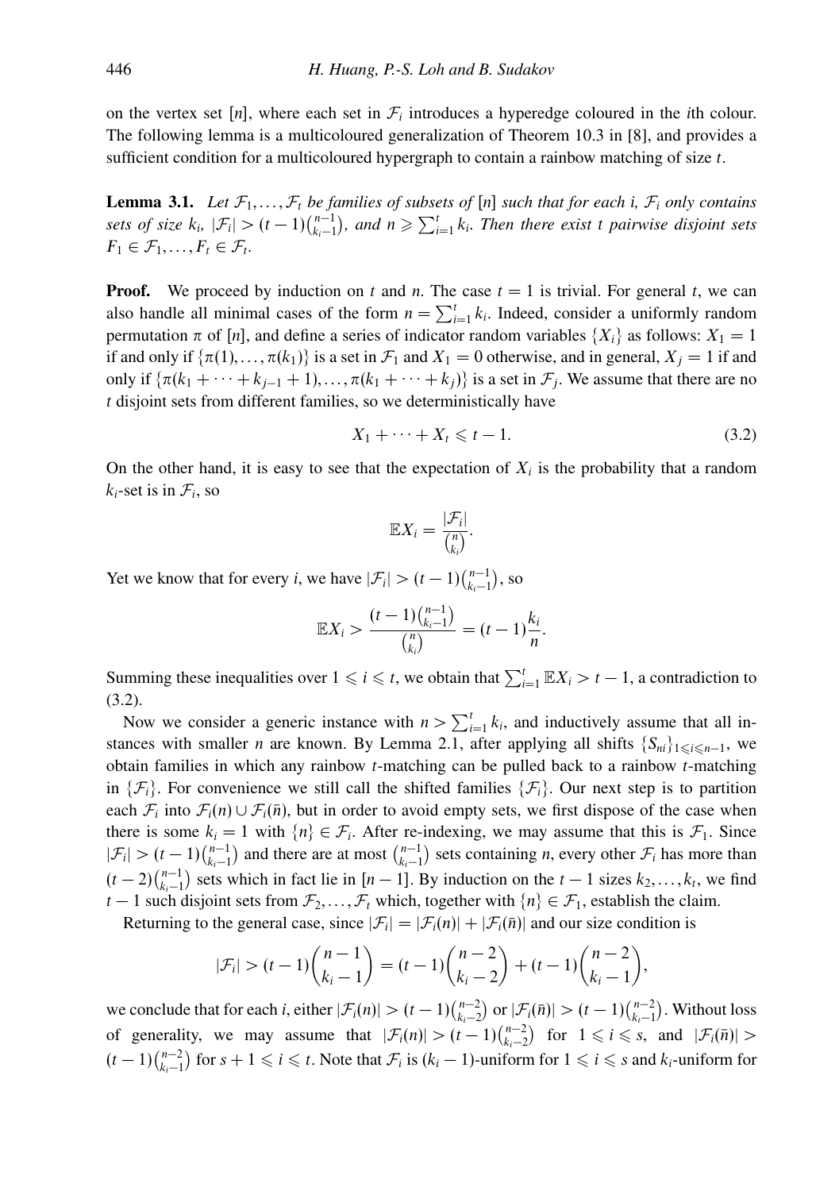on the vertex set $[n]$, where each set in $\mathcal{F}_i$ introduces a hyperedge coloured in the $i$th colour. The following lemma is a multicoloured generalization of Theorem 10.3 in [8], and provides a sufficient condition for a multicoloured hypergraph to contain a rainbow matching of size $t$.

**Lemma 3.1.** *Let $\mathcal{F}_1, \ldots, \mathcal{F}_t$ be families of subsets of $[n]$ such that for each $i$, $\mathcal{F}_i$ only contains sets of size $k_i$, $|\mathcal{F}_i| > (t-1)\binom{n-1}{k_i-1}$, and $n \geqslant \sum_{i=1}^t k_i$. Then there exist $t$ pairwise disjoint sets $F_1 \in \mathcal{F}_1, \ldots, F_t \in \mathcal{F}_t$.*

**Proof.** We proceed by induction on $t$ and $n$. The case $t = 1$ is trivial. For general $t$, we can also handle all minimal cases of the form $n = \sum_{i=1}^t k_i$. Indeed, consider a uniformly random permutation $\pi$ of $[n]$, and define a series of indicator random variables $\{X_i\}$ as follows: $X_1 = 1$ if and only if $\{\pi(1), \ldots, \pi(k_1)\}$ is a set in $\mathcal{F}_1$ and $X_1 = 0$ otherwise, and in general, $X_j = 1$ if and only if $\{\pi(k_1 + \cdots + k_{j-1} + 1), \ldots, \pi(k_1 + \cdots + k_j)\}$ is a set in $\mathcal{F}_j$. We assume that there are no $t$ disjoint sets from different families, so we deterministically have

$$X_1 + \cdots + X_t \leqslant t - 1. \tag{3.2}$$

On the other hand, it is easy to see that the expectation of $X_i$ is the probability that a random $k_i$-set is in $\mathcal{F}_i$, so

$$\mathbb{E}X_i = \frac{|\mathcal{F}_i|}{\binom{n}{k_i}}.$$

Yet we know that for every $i$, we have $|\mathcal{F}_i| > (t-1)\binom{n-1}{k_i-1}$, so

$$\mathbb{E}X_i > \frac{(t-1)\binom{n-1}{k_i-1}}{\binom{n}{k_i}} = (t-1)\frac{k_i}{n}.$$

Summing these inequalities over $1 \leqslant i \leqslant t$, we obtain that $\sum_{i=1}^t \mathbb{E}X_i > t - 1$, a contradiction to (3.2).

Now we consider a generic instance with $n > \sum_{i=1}^t k_i$, and inductively assume that all instances with smaller $n$ are known. By Lemma 2.1, after applying all shifts $\{S_{ni}\}_{1 \leqslant i \leqslant n-1}$, we obtain families in which any rainbow $t$-matching can be pulled back to a rainbow $t$-matching in $\{\mathcal{F}_i\}$. For convenience we still call the shifted families $\{\mathcal{F}_i\}$. Our next step is to partition each $\mathcal{F}_i$ into $\mathcal{F}_i(n) \cup \mathcal{F}_i(\bar{n})$, but in order to avoid empty sets, we first dispose of the case when there is some $k_i = 1$ with $\{n\} \in \mathcal{F}_i$. After re-indexing, we may assume that this is $\mathcal{F}_1$. Since $|\mathcal{F}_i| > (t-1)\binom{n-1}{k_i-1}$ and there are at most $\binom{n-1}{k_i-1}$ sets containing $n$, every other $\mathcal{F}_i$ has more than $(t-2)\binom{n-1}{k_i-1}$ sets which in fact lie in $[n-1]$. By induction on the $t-1$ sizes $k_2, \ldots, k_t$, we find $t-1$ such disjoint sets from $\mathcal{F}_2, \ldots, \mathcal{F}_t$ which, together with $\{n\} \in \mathcal{F}_1$, establish the claim.

Returning to the general case, since $|\mathcal{F}_i| = |\mathcal{F}_i(n)| + |\mathcal{F}_i(\bar{n})|$ and our size condition is

$$|\mathcal{F}_i| > (t-1)\binom{n-1}{k_i-1} = (t-1)\binom{n-2}{k_i-2} + (t-1)\binom{n-2}{k_i-1},$$

we conclude that for each $i$, either $|\mathcal{F}_i(n)| > (t-1)\binom{n-2}{k_i-2}$ or $|\mathcal{F}_i(\bar{n})| > (t-1)\binom{n-2}{k_i-1}$. Without loss of generality, we may assume that $|\mathcal{F}_i(n)| > (t-1)\binom{n-2}{k_i-2}$ for $1 \leqslant i \leqslant s$, and $|\mathcal{F}_i(\bar{n})| > (t-1)\binom{n-2}{k_i-1}$ for $s+1 \leqslant i \leqslant t$. Note that $\mathcal{F}_i$ is $(k_i-1)$-uniform for $1 \leqslant i \leqslant s$ and $k_i$-uniform for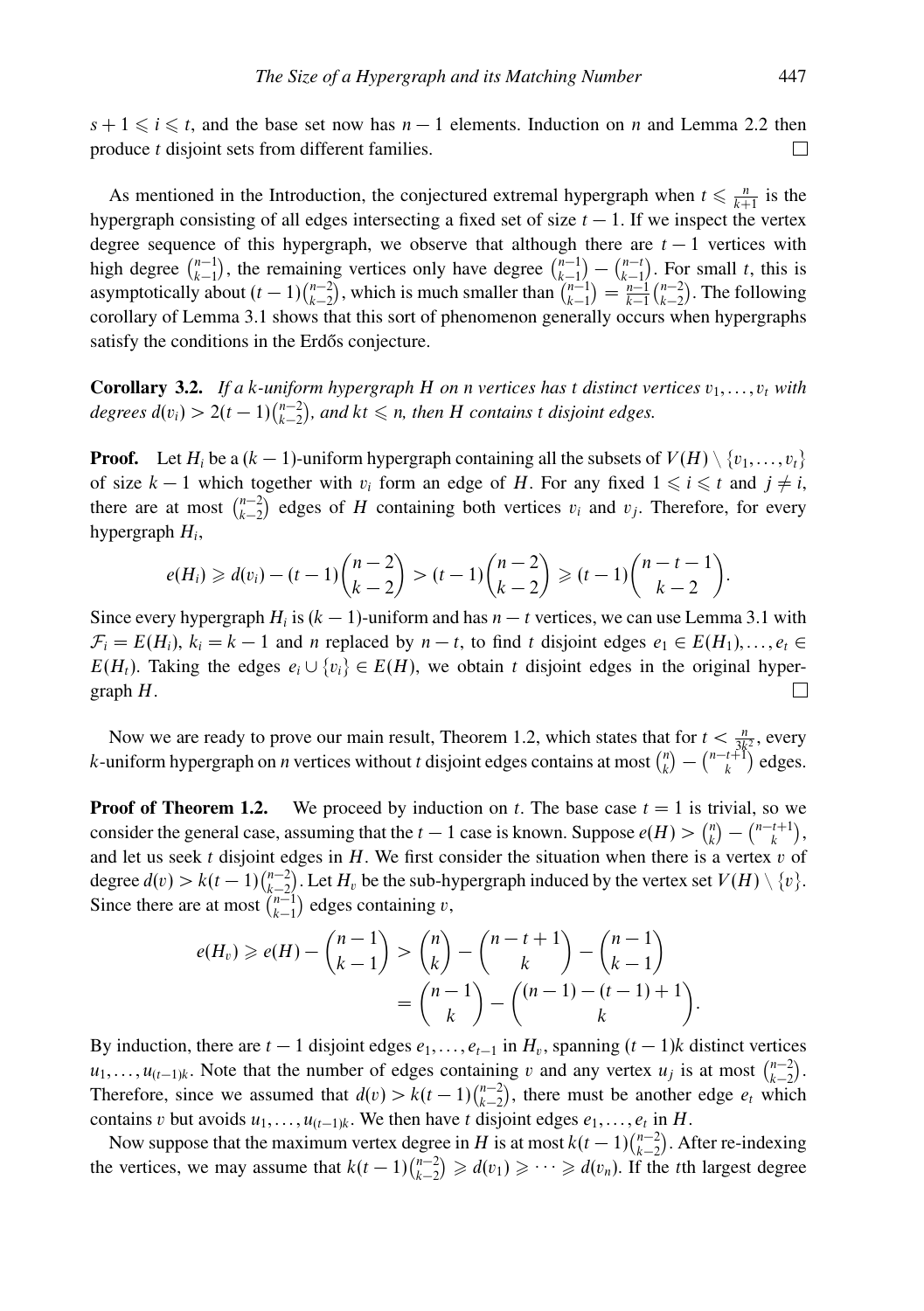$s+1 \leqslant i \leqslant t$, and the base set now has $n-1$ elements. Induction on $n$ and Lemma 2.2 then produce $t$ disjoint sets from different families. $\square$

As mentioned in the Introduction, the conjectured extremal hypergraph when $t \leqslant \frac{n}{k+1}$ is the hypergraph consisting of all edges intersecting a fixed set of size $t-1$. If we inspect the vertex degree sequence of this hypergraph, we observe that although there are $t-1$ vertices with high degree $\binom{n-1}{k-1}$, the remaining vertices only have degree $\binom{n-1}{k-1} - \binom{n-t}{k-1}$. For small $t$, this is asymptotically about $(t-1)\binom{n-2}{k-2}$, which is much smaller than $\binom{n-1}{k-1} = \frac{n-1}{k-1}\binom{n-2}{k-2}$. The following corollary of Lemma 3.1 shows that this sort of phenomenon generally occurs when hypergraphs satisfy the conditions in the Erdős conjecture.

**Corollary 3.2.** *If a $k$-uniform hypergraph $H$ on $n$ vertices has $t$ distinct vertices $v_1, \ldots, v_t$ with degrees $d(v_i) > 2(t-1)\binom{n-2}{k-2}$, and $kt \leqslant n$, then $H$ contains $t$ disjoint edges.*

**Proof.** Let $H_i$ be a $(k-1)$-uniform hypergraph containing all the subsets of $V(H) \setminus \{v_1, \ldots, v_t\}$ of size $k-1$ which together with $v_i$ form an edge of $H$. For any fixed $1 \leqslant i \leqslant t$ and $j \neq i$, there are at most $\binom{n-2}{k-2}$ edges of $H$ containing both vertices $v_i$ and $v_j$. Therefore, for every hypergraph $H_i$,

$$e(H_i) \geqslant d(v_i) - (t-1)\binom{n-2}{k-2} > (t-1)\binom{n-2}{k-2} \geqslant (t-1)\binom{n-t-1}{k-2}.$$

Since every hypergraph $H_i$ is $(k-1)$-uniform and has $n-t$ vertices, we can use Lemma 3.1 with $\mathcal{F}_i = E(H_i)$, $k_i = k-1$ and $n$ replaced by $n-t$, to find $t$ disjoint edges $e_1 \in E(H_1), \ldots, e_t \in E(H_t)$. Taking the edges $e_i \cup \{v_i\} \in E(H)$, we obtain $t$ disjoint edges in the original hypergraph $H$. $\square$

Now we are ready to prove our main result, Theorem 1.2, which states that for $t < \frac{n}{3k^2}$, every $k$-uniform hypergraph on $n$ vertices without $t$ disjoint edges contains at most $\binom{n}{k} - \binom{n-t+1}{k}$ edges.

**Proof of Theorem 1.2.** We proceed by induction on $t$. The base case $t = 1$ is trivial, so we consider the general case, assuming that the $t-1$ case is known. Suppose $e(H) > \binom{n}{k} - \binom{n-t+1}{k}$, and let us seek $t$ disjoint edges in $H$. We first consider the situation when there is a vertex $v$ of degree $d(v) > k(t-1)\binom{n-2}{k-2}$. Let $H_v$ be the sub-hypergraph induced by the vertex set $V(H) \setminus \{v\}$. Since there are at most $\binom{n-1}{k-1}$ edges containing $v$,

$$\begin{aligned} e(H_v) \geqslant e(H) - \binom{n-1}{k-1} &> \binom{n}{k} - \binom{n-t+1}{k} - \binom{n-1}{k-1} \\ &= \binom{n-1}{k} - \binom{(n-1)-(t-1)+1}{k}. \end{aligned}$$

By induction, there are $t-1$ disjoint edges $e_1, \ldots, e_{t-1}$ in $H_v$, spanning $(t-1)k$ distinct vertices $u_1, \ldots, u_{(t-1)k}$. Note that the number of edges containing $v$ and any vertex $u_j$ is at most $\binom{n-2}{k-2}$. Therefore, since we assumed that $d(v) > k(t-1)\binom{n-2}{k-2}$, there must be another edge $e_t$ which contains $v$ but avoids $u_1, \ldots, u_{(t-1)k}$. We then have $t$ disjoint edges $e_1, \ldots, e_t$ in $H$.

Now suppose that the maximum vertex degree in $H$ is at most $k(t-1)\binom{n-2}{k-2}$. After re-indexing the vertices, we may assume that $k(t-1)\binom{n-2}{k-2} \geqslant d(v_1) \geqslant \cdots \geqslant d(v_n)$. If the $t$th largest degree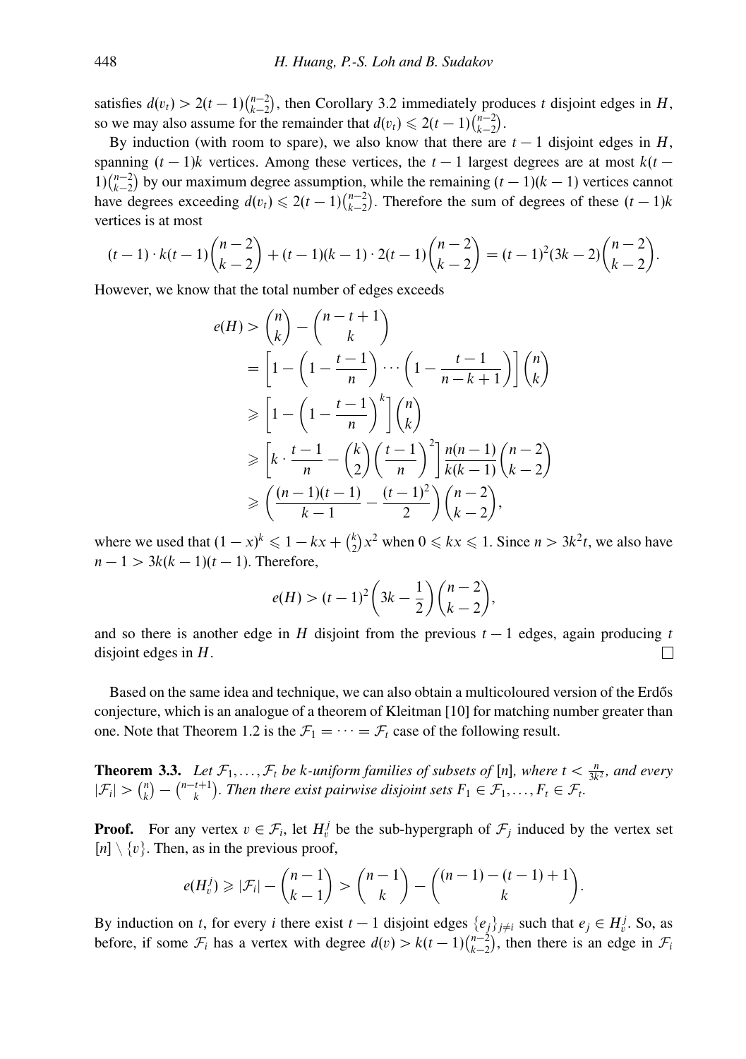satisfies $d(v_t) > 2(t-1)\binom{n-2}{k-2}$, then Corollary 3.2 immediately produces $t$ disjoint edges in $H$, so we may also assume for the remainder that $d(v_t) \leqslant 2(t-1)\binom{n-2}{k-2}$.

By induction (with room to spare), we also know that there are $t-1$ disjoint edges in $H$, spanning $(t-1)k$ vertices. Among these vertices, the $t-1$ largest degrees are at most $k(t-1)\binom{n-2}{k-2}$ by our maximum degree assumption, while the remaining $(t-1)(k-1)$ vertices cannot have degrees exceeding $d(v_t) \leqslant 2(t-1)\binom{n-2}{k-2}$. Therefore the sum of degrees of these $(t-1)k$ vertices is at most

$$(t-1)\cdot k(t-1)\binom{n-2}{k-2} + (t-1)(k-1)\cdot 2(t-1)\binom{n-2}{k-2} = (t-1)^2(3k-2)\binom{n-2}{k-2}.$$

However, we know that the total number of edges exceeds

$$\begin{aligned}
e(H) &> \binom{n}{k} - \binom{n-t+1}{k} \\
&= \left[1 - \left(1 - \frac{t-1}{n}\right)\cdots\left(1 - \frac{t-1}{n-k+1}\right)\right]\binom{n}{k} \\
&\geqslant \left[1 - \left(1 - \frac{t-1}{n}\right)^k\right]\binom{n}{k} \\
&\geqslant \left[k\cdot\frac{t-1}{n} - \binom{k}{2}\left(\frac{t-1}{n}\right)^2\right]\frac{n(n-1)}{k(k-1)}\binom{n-2}{k-2} \\
&\geqslant \left(\frac{(n-1)(t-1)}{k-1} - \frac{(t-1)^2}{2}\right)\binom{n-2}{k-2},
\end{aligned}$$

where we used that $(1-x)^k \leqslant 1 - kx + \binom{k}{2}x^2$ when $0 \leqslant kx \leqslant 1$. Since $n > 3k^2t$, we also have $n-1 > 3k(k-1)(t-1)$. Therefore,

$$e(H) > (t-1)^2\left(3k - \frac{1}{2}\right)\binom{n-2}{k-2},$$

and so there is another edge in $H$ disjoint from the previous $t-1$ edges, again producing $t$ disjoint edges in $H$. □

Based on the same idea and technique, we can also obtain a multicoloured version of the Erdős conjecture, which is an analogue of a theorem of Kleitman [10] for matching number greater than one. Note that Theorem 1.2 is the $\mathcal{F}_1 = \cdots = \mathcal{F}_t$ case of the following result.

**Theorem 3.3.** *Let $\mathcal{F}_1, \ldots, \mathcal{F}_t$ be $k$-uniform families of subsets of $[n]$, where $t < \frac{n}{3k^2}$, and every $|\mathcal{F}_i| > \binom{n}{k} - \binom{n-t+1}{k}$. Then there exist pairwise disjoint sets $F_1 \in \mathcal{F}_1, \ldots, F_t \in \mathcal{F}_t$.*

**Proof.** For any vertex $v \in \mathcal{F}_i$, let $H_v^j$ be the sub-hypergraph of $\mathcal{F}_j$ induced by the vertex set $[n]\setminus\{v\}$. Then, as in the previous proof,

$$e(H_v^j) \geqslant |\mathcal{F}_i| - \binom{n-1}{k-1} > \binom{n-1}{k} - \binom{(n-1)-(t-1)+1}{k}.$$

By induction on $t$, for every $i$ there exist $t-1$ disjoint edges $\{e_j\}_{j\neq i}$ such that $e_j \in H_v^j$. So, as before, if some $\mathcal{F}_i$ has a vertex with degree $d(v) > k(t-1)\binom{n-2}{k-2}$, then there is an edge in $\mathcal{F}_i$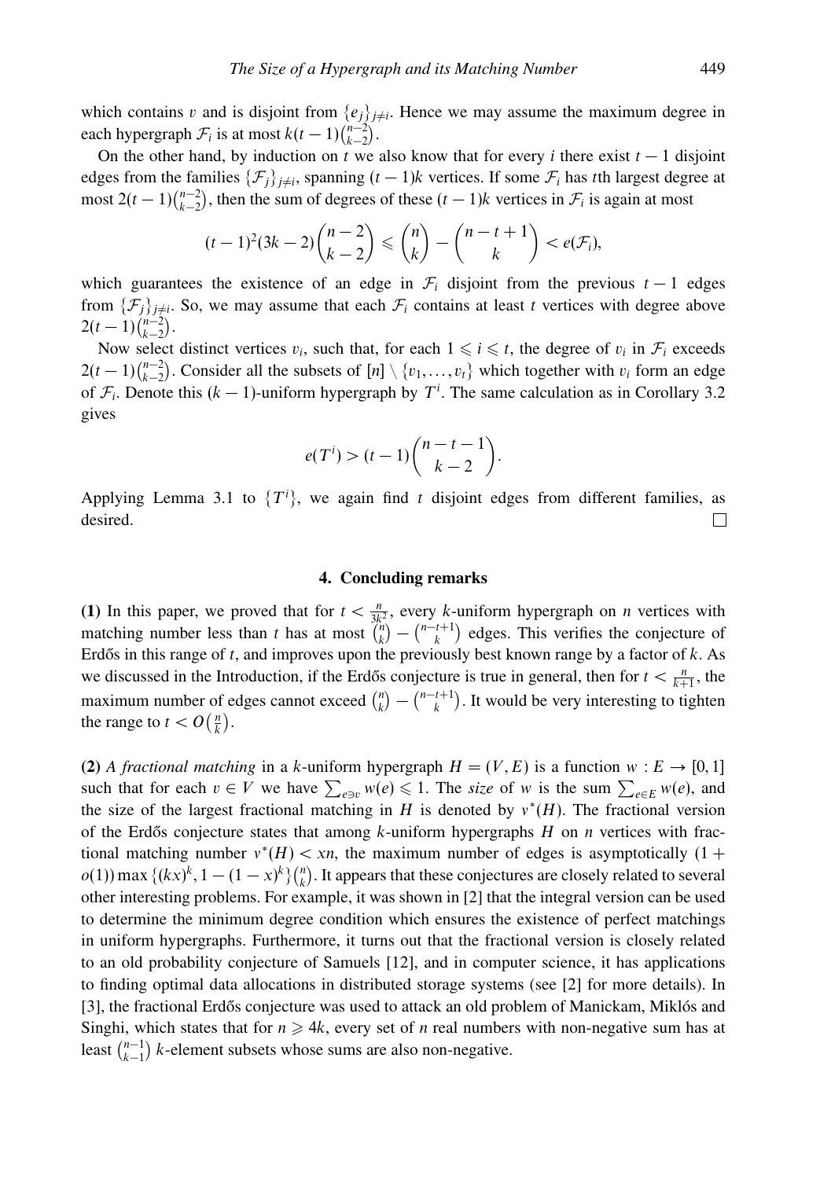which contains $v$ and is disjoint from $\{e_j\}_{j\neq i}$. Hence we may assume the maximum degree in each hypergraph $\mathcal{F}_i$ is at most $k(t-1)\binom{n-2}{k-2}$.

On the other hand, by induction on $t$ we also know that for every $i$ there exist $t-1$ disjoint edges from the families $\{\mathcal{F}_j\}_{j\neq i}$, spanning $(t-1)k$ vertices. If some $\mathcal{F}_i$ has $t$th largest degree at most $2(t-1)\binom{n-2}{k-2}$, then the sum of degrees of these $(t-1)k$ vertices in $\mathcal{F}_i$ is again at most

$$(t-1)^2(3k-2)\binom{n-2}{k-2} \leqslant \binom{n}{k} - \binom{n-t+1}{k} < e(\mathcal{F}_i),$$

which guarantees the existence of an edge in $\mathcal{F}_i$ disjoint from the previous $t-1$ edges from $\{\mathcal{F}_j\}_{j\neq i}$. So, we may assume that each $\mathcal{F}_i$ contains at least $t$ vertices with degree above $2(t-1)\binom{n-2}{k-2}$.

Now select distinct vertices $v_i$, such that, for each $1 \leqslant i \leqslant t$, the degree of $v_i$ in $\mathcal{F}_i$ exceeds $2(t-1)\binom{n-2}{k-2}$. Consider all the subsets of $[n] \setminus \{v_1, \ldots, v_t\}$ which together with $v_i$ form an edge of $\mathcal{F}_i$. Denote this $(k-1)$-uniform hypergraph by $T^i$. The same calculation as in Corollary 3.2 gives

$$e(T^i) > (t-1)\binom{n-t-1}{k-2}.$$

Applying Lemma 3.1 to $\{T^i\}$, we again find $t$ disjoint edges from different families, as desired. □

## 4. Concluding remarks

**(1)** In this paper, we proved that for $t < \frac{n}{3k^2}$, every $k$-uniform hypergraph on $n$ vertices with matching number less than $t$ has at most $\binom{n}{k} - \binom{n-t+1}{k}$ edges. This verifies the conjecture of Erdős in this range of $t$, and improves upon the previously best known range by a factor of $k$. As we discussed in the Introduction, if the Erdős conjecture is true in general, then for $t < \frac{n}{k+1}$, the maximum number of edges cannot exceed $\binom{n}{k} - \binom{n-t+1}{k}$. It would be very interesting to tighten the range to $t < O\left(\frac{n}{k}\right)$.

**(2)** *A fractional matching* in a $k$-uniform hypergraph $H = (V, E)$ is a function $w : E \to [0, 1]$ such that for each $v \in V$ we have $\sum_{e\ni v} w(e) \leqslant 1$. The *size* of $w$ is the sum $\sum_{e\in E} w(e)$, and the size of the largest fractional matching in $H$ is denoted by $\nu^*(H)$. The fractional version of the Erdős conjecture states that among $k$-uniform hypergraphs $H$ on $n$ vertices with fractional matching number $\nu^*(H) < xn$, the maximum number of edges is asymptotically $(1 + o(1)) \max\{(kx)^k, 1-(1-x)^k\}\binom{n}{k}$. It appears that these conjectures are closely related to several other interesting problems. For example, it was shown in [2] that the integral version can be used to determine the minimum degree condition which ensures the existence of perfect matchings in uniform hypergraphs. Furthermore, it turns out that the fractional version is closely related to an old probability conjecture of Samuels [12], and in computer science, it has applications to finding optimal data allocations in distributed storage systems (see [2] for more details). In [3], the fractional Erdős conjecture was used to attack an old problem of Manickam, Miklós and Singhi, which states that for $n \geqslant 4k$, every set of $n$ real numbers with non-negative sum has at least $\binom{n-1}{k-1}$ $k$-element subsets whose sums are also non-negative.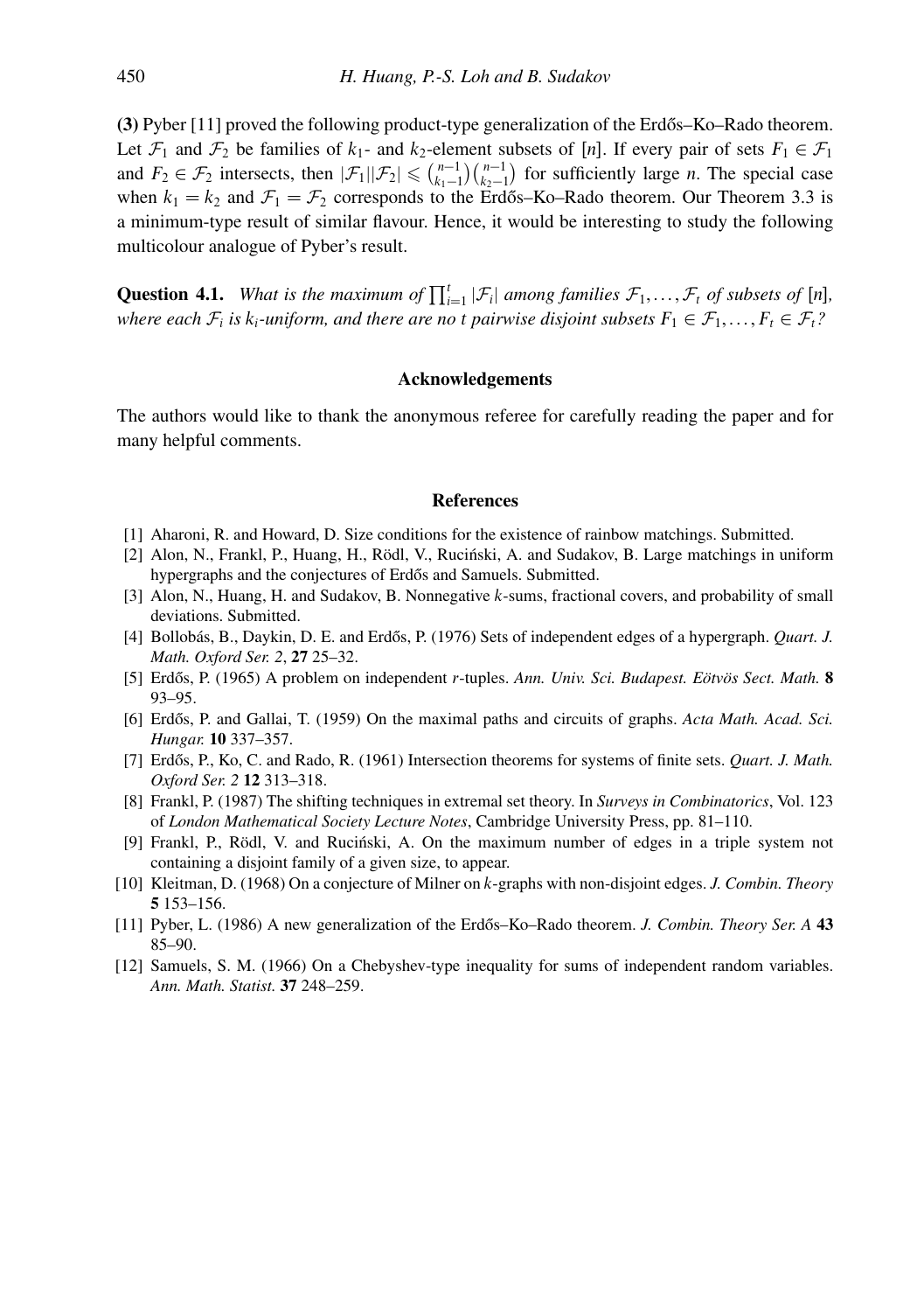**(3)** Pyber [11] proved the following product-type generalization of the Erdős–Ko–Rado theorem. Let $\mathcal{F}_1$ and $\mathcal{F}_2$ be families of $k_1$- and $k_2$-element subsets of $[n]$. If every pair of sets $F_1 \in \mathcal{F}_1$ and $F_2 \in \mathcal{F}_2$ intersects, then $|\mathcal{F}_1||\mathcal{F}_2| \leqslant \binom{n-1}{k_1-1}\binom{n-1}{k_2-1}$ for sufficiently large $n$. The special case when $k_1 = k_2$ and $\mathcal{F}_1 = \mathcal{F}_2$ corresponds to the Erdős–Ko–Rado theorem. Our Theorem 3.3 is a minimum-type result of similar flavour. Hence, it would be interesting to study the following multicolour analogue of Pyber's result.

**Question 4.1.** *What is the maximum of $\prod_{i=1}^{t} |\mathcal{F}_i|$ among families $\mathcal{F}_1, \ldots, \mathcal{F}_t$ of subsets of $[n]$, where each $\mathcal{F}_i$ is $k_i$-uniform, and there are no $t$ pairwise disjoint subsets $F_1 \in \mathcal{F}_1, \ldots, F_t \in \mathcal{F}_t$?*

## Acknowledgements

The authors would like to thank the anonymous referee for carefully reading the paper and for many helpful comments.

## References

[1] Aharoni, R. and Howard, D. Size conditions for the existence of rainbow matchings. Submitted.

[2] Alon, N., Frankl, P., Huang, H., Rödl, V., Ruciński, A. and Sudakov, B. Large matchings in uniform hypergraphs and the conjectures of Erdős and Samuels. Submitted.

[3] Alon, N., Huang, H. and Sudakov, B. Nonnegative $k$-sums, fractional covers, and probability of small deviations. Submitted.

[4] Bollobás, B., Daykin, D. E. and Erdős, P. (1976) Sets of independent edges of a hypergraph. *Quart. J. Math. Oxford Ser. 2*, **27** 25–32.

[5] Erdős, P. (1965) A problem on independent $r$-tuples. *Ann. Univ. Sci. Budapest. Eötvös Sect. Math.* **8** 93–95.

[6] Erdős, P. and Gallai, T. (1959) On the maximal paths and circuits of graphs. *Acta Math. Acad. Sci. Hungar.* **10** 337–357.

[7] Erdős, P., Ko, C. and Rado, R. (1961) Intersection theorems for systems of finite sets. *Quart. J. Math. Oxford Ser. 2* **12** 313–318.

[8] Frankl, P. (1987) The shifting techniques in extremal set theory. In *Surveys in Combinatorics*, Vol. 123 of *London Mathematical Society Lecture Notes*, Cambridge University Press, pp. 81–110.

[9] Frankl, P., Rödl, V. and Ruciński, A. On the maximum number of edges in a triple system not containing a disjoint family of a given size, to appear.

[10] Kleitman, D. (1968) On a conjecture of Milner on $k$-graphs with non-disjoint edges. *J. Combin. Theory* **5** 153–156.

[11] Pyber, L. (1986) A new generalization of the Erdős–Ko–Rado theorem. *J. Combin. Theory Ser. A* **43** 85–90.

[12] Samuels, S. M. (1966) On a Chebyshev-type inequality for sums of independent random variables. *Ann. Math. Statist.* **37** 248–259.